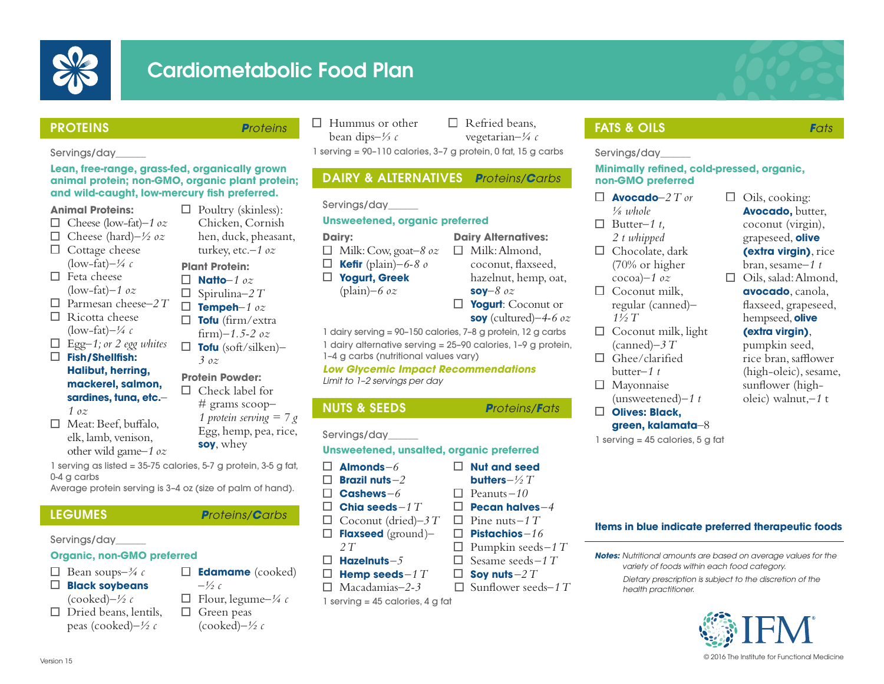# Cardiometabolic Food Plan

## PROTEINS — *Proteins*

Servings/day_____

**Lean, free-range, grass-fed, organically grown animal protein; non-GMO, organic plant protein; and wild-caught, low-mercury fish preferred.**

**Animal Proteins:**

- ☐ Cheese (low-fat)–*1 oz*
- ☐ Cheese (hard)–*½ oz*
- ☐ Cottage cheese (low-fat)–*¼ c*
- ☐ Feta cheese (low-fat)–*1 oz*
- ☐ Parmesan cheese–*2 T*
- ☐ Ricotta cheese (low-fat)–*¼ c*
- ☐ Egg–*1; or 2 egg whites*
- ☐ **Fish/Shellfish: Halibut, herring, mackerel, salmon, sardines, tuna, etc.**–*1 oz*
- ☐ Meat: Beef, buffalo, elk, lamb, venison, other wild game–*1 oz*
- ☐ Poultry (skinless): Chicken, Cornish hen, duck, pheasant, turkey, etc.–*1 oz*

**Plant Protein:**

- ☐ **Natto**–*1 oz*
- ☐ Spirulina–*2 T*
- ☐ **Tempeh**–*1 oz*
- ☐ **Tofu** (firm/extra firm)–*1.5-2 oz*
- ☐ **Tofu** (soft/silken)–*3 oz*

**Protein Powder:**

- ☐ Check label for # grams scoop–*1 protein serving = 7 g* Egg, hemp, pea, rice, **soy**, whey

1 serving as listed = 35-75 calories, 5-7 g protein, 3-5 g fat, 0-4 g carbs
Average protein serving is 3-4 oz (size of palm of hand).

## LEGUMES — *Proteins/Carbs*

Servings/day_____

**Organic, non-GMO preferred**

- ☐ Bean soups–*¾ c*
- ☐ **Black soybeans** (cooked)–*½ c*
- ☐ Dried beans, lentils, peas (cooked)–*½ c*
- ☐ **Edamame** (cooked)–*½ c*
- ☐ Flour, legume–*¼ c*
- ☐ Green peas (cooked)–*½ c*
- ☐ Hummus or other bean dips–*⅓ c*
- ☐ Refried beans, vegetarian–*¼ c*

1 serving = 90–110 calories, 3–7 g protein, 0 fat, 15 g carbs

## DAIRY & ALTERNATIVES — *Proteins/Carbs*

Servings/day_____

**Unsweetened, organic preferred**

**Dairy:**

- ☐ Milk: Cow, goat–*8 oz*
- ☐ **Kefir** (plain)–*6-8 o*
- ☐ **Yogurt, Greek** (plain)–*6 oz*

**Dairy Alternatives:**

- ☐ Milk: Almond, coconut, flaxseed, hazelnut, hemp, oat, **soy**–*8 oz*
- ☐ **Yogurt**: Coconut or **soy** (cultured)–*4-6 oz*

1 dairy serving = 90–150 calories, 7–8 g protein, 12 g carbs
1 dairy alternative serving = 25–90 calories, 1–9 g protein, 1–4 g carbs (nutritional values vary)

***Low Glycemic Impact Recommendations***
*Limit to 1–2 servings per day*

## NUTS & SEEDS — *Proteins/Fats*

Servings/day_____

**Unsweetened, unsalted, organic preferred**

- ☐ **Almonds**–*6*
- ☐ **Brazil nuts**–*2*
- ☐ **Cashews**–*6*
- ☐ **Chia seeds**–*1 T*
- ☐ Coconut (dried)–*3 T*
- ☐ **Flaxseed** (ground)–*2 T*
- ☐ **Hazelnuts**–*5*
- ☐ **Hemp seeds**–*1 T*
- ☐ Macadamias–*2-3*
- ☐ **Nut and seed butters**–*½ T*
- ☐ Peanuts–*10*
- ☐ **Pecan halves**–*4*
- ☐ Pine nuts–*1 T*
- ☐ **Pistachios**–*16*
- ☐ Pumpkin seeds–*1 T*
- ☐ Sesame seeds–*1 T*
- ☐ **Soy nuts**–*2 T*
- ☐ Sunflower seeds–*1 T*

1 serving = 45 calories, 4 g fat

## FATS & OILS — *Fats*

Servings/day_____

**Minimally refined, cold-pressed, organic, non-GMO preferred**

- ☐ **Avocado**–*2 T or ⅛ whole*
- ☐ Butter–*1 t, 2 t whipped*
- ☐ Chocolate, dark (70% or higher cocoa)–*1 oz*
- ☐ Coconut milk, regular (canned)–*1½ T*
- ☐ Coconut milk, light (canned)–*3 T*
- ☐ Ghee/clarified butter–*1 t*
- ☐ Mayonnaise (unsweetened)–*1 t*
- ☐ **Olives: Black, green, kalamata**–8
- ☐ Oils, cooking: **Avocado,** butter, coconut (virgin), grapeseed, **olive (extra virgin)**, rice bran, sesame–*1 t*
- ☐ Oils, salad: Almond, **avocado**, canola, flaxseed, grapeseed, hempseed, **olive (extra virgin)**, pumpkin seed, rice bran, safflower (high-oleic), sesame, sunflower (high-oleic) walnut,–*1* t

1 serving = 45 calories, 5 g fat

**Items in blue indicate preferred therapeutic foods**

***Notes:*** *Nutritional amounts are based on average values for the variety of foods within each food category.*
*Dietary prescription is subject to the discretion of the health practitioner.*

Version 15

© 2016 The Institute for Functional Medicine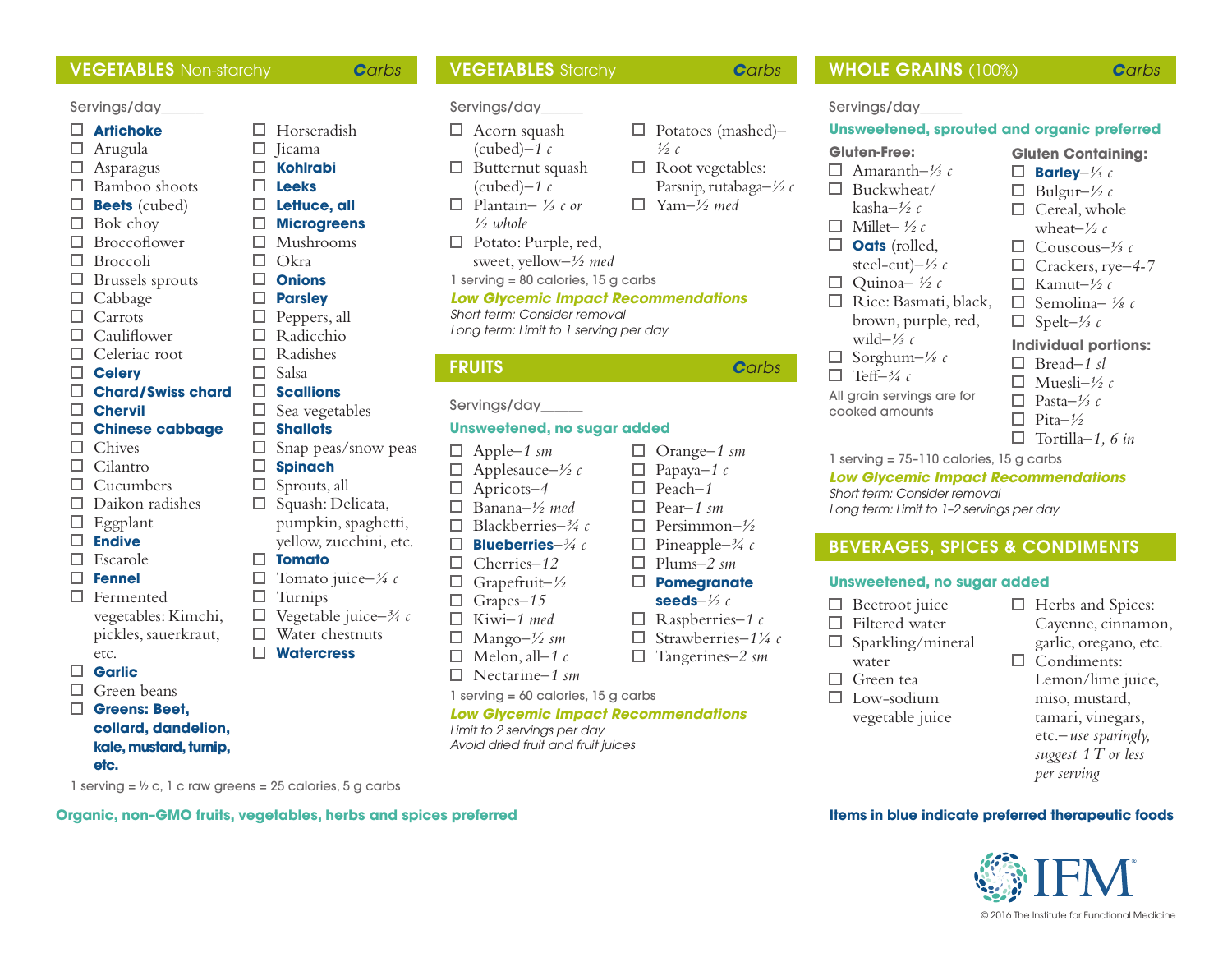## VEGETABLES Non-starchy — *Carbs*

Servings/day_____

- ☐ **Artichoke**
- ☐ Arugula
- ☐ Asparagus
- ☐ Bamboo shoots
- ☐ **Beets** (cubed)
- ☐ Bok choy
- ☐ Broccoflower
- ☐ Broccoli
- ☐ Brussels sprouts
- ☐ Cabbage
- ☐ Carrots
- ☐ Cauliflower
- ☐ Celeriac root
- ☐ **Celery**
- ☐ **Chard/Swiss chard**
- ☐ **Chervil**
- ☐ **Chinese cabbage**
- ☐ Chives
- ☐ Cilantro
- ☐ Cucumbers
- ☐ Daikon radishes
- ☐ Eggplant
- ☐ **Endive**
- ☐ Escarole
- ☐ **Fennel**
- ☐ Fermented vegetables: Kimchi, pickles, sauerkraut, etc.
- ☐ **Garlic**
- ☐ Green beans
- ☐ **Greens: Beet, collard, dandelion, kale, mustard, turnip, etc.**
- ☐ Horseradish
- ☐ Jicama
- ☐ **Kohlrabi**
- ☐ **Leeks**
- ☐ **Lettuce, all**
- ☐ **Microgreens**
- ☐ Mushrooms
- ☐ Okra
- ☐ **Onions**
- ☐ **Parsley**
- ☐ Peppers, all
- ☐ Radicchio
- ☐ Radishes
- ☐ Salsa
- ☐ **Scallions**
- ☐ Sea vegetables
- ☐ **Shallots**
- ☐ Snap peas/snow peas
- ☐ **Spinach**
- ☐ Sprouts, all
- ☐ Squash: Delicata, pumpkin, spaghetti, yellow, zucchini, etc.
- ☐ **Tomato**
- ☐ Tomato juice–*¾ c*
- ☐ Turnips
- ☐ Vegetable juice–*¾ c*
- ☐ Water chestnuts
- ☐ **Watercress**

1 serving = ½ c, 1 c raw greens = 25 calories, 5 g carbs

**Organic, non-GMO fruits, vegetables, herbs and spices preferred**

## VEGETABLES Starchy — *Carbs*

Servings/day_____

- ☐ Acorn squash (cubed)–*1 c*
- ☐ Butternut squash (cubed)–*1 c*
- ☐ Plantain– *⅓ c or ½ whole*
- ☐ Potato: Purple, red, sweet, yellow–*½ med*
- ☐ Potatoes (mashed)–*½ c*
- ☐ Root vegetables: Parsnip, rutabaga–*½ c*
- ☐ Yam–*½ med*

1 serving = 80 calories, 15 g carbs

***Low Glycemic Impact Recommendations***
*Short term: Consider removal*
*Long term: Limit to 1 serving per day*

## FRUITS — *Carbs*

Servings/day_____

**Unsweetened, no sugar added**

- ☐ Apple–*1 sm*
- ☐ Applesauce–*½ c*
- ☐ Apricots–*4*
- ☐ Banana–*½ med*
- ☐ Blackberries–*¾ c*
- ☐ **Blueberries**–*¾ c*
- ☐ Cherries–*12*
- ☐ Grapefruit–*½*
- ☐ Grapes–*15*
- ☐ Kiwi–*1 med*
- ☐ Mango–*½ sm*
- ☐ Melon, all–*1 c*
- ☐ Nectarine–*1 sm*
- ☐ Orange–*1 sm*
- ☐ Papaya–*1 c*
- ☐ Peach–*1*
- ☐ Pear–*1 sm*
- ☐ Persimmon–*½*
- ☐ Pineapple–*¾ c*
- ☐ Plums–*2 sm*
- ☐ **Pomegranate seeds**–*½ c*
- ☐ Raspberries–*1 c*
- ☐ Strawberries–*1¼ c*
- ☐ Tangerines–*2 sm*

1 serving = 60 calories, 15 g carbs

***Low Glycemic Impact Recommendations***
*Limit to 2 servings per day*
*Avoid dried fruit and fruit juices*

## WHOLE GRAINS (100%) — *Carbs*

Servings/day_____

**Unsweetened, sprouted and organic preferred**

**Gluten-Free:**

- ☐ Amaranth–*⅓ c*
- ☐ Buckwheat/ kasha–*½ c*
- ☐ Millet– *½ c*
- ☐ **Oats** (rolled, steel-cut)–*½ c*
- ☐ Quinoa– *½ c*
- ☐ Rice: Basmati, black, brown, purple, red, wild–*⅓ c*
- ☐ Sorghum–*⅛ c*
- ☐ Teff–*¾ c*

All grain servings are for cooked amounts

**Gluten Containing:**

- ☐ **Barley**–*⅓ c*
- ☐ Bulgur–*½ c*
- ☐ Cereal, whole wheat–*½ c*
- ☐ Couscous–*⅓ c*
- ☐ Crackers, rye–*4-7*
- ☐ Kamut–*½ c*
- ☐ Semolina– *⅛ c*
- ☐ Spelt–*⅓ c*

**Individual portions:**

- ☐ Bread–*1 sl*
- ☐ Muesli–*½ c*
- ☐ Pasta–*⅓ c*
- ☐ Pita–*½*
- ☐ Tortilla–*1, 6 in*

1 serving = 75–110 calories, 15 g carbs

***Low Glycemic Impact Recommendations***
*Short term: Consider removal*
*Long term: Limit to 1–2 servings per day*

## BEVERAGES, SPICES & CONDIMENTS

**Unsweetened, no sugar added**

- ☐ Beetroot juice
- ☐ Filtered water
- ☐ Sparkling/mineral water
- ☐ Green tea
- ☐ Low-sodium vegetable juice
- ☐ Herbs and Spices: Cayenne, cinnamon, garlic, oregano, etc.
- ☐ Condiments: Lemon/lime juice, miso, mustard, tamari, vinegars, etc.–*use sparingly, suggest 1 T or less per serving*

**Items in blue indicate preferred therapeutic foods**

IFM®

© 2016 The Institute for Functional Medicine